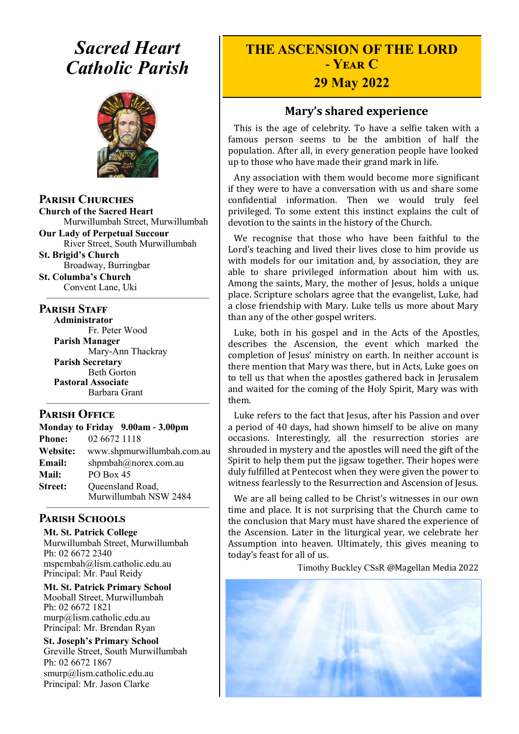# *Sacred Heart Catholic Parish*

## Parish Churches

**Church of the Sacred Heart**
Murwillumbah Street, Murwillumbah

**Our Lady of Perpetual Succour**
River Street, South Murwillumbah

**St. Brigid's Church**
Broadway, Burringbar

**St. Columba's Church**
Convent Lane, Uki

## Parish Staff

**Administrator**
Fr. Peter Wood

**Parish Manager**
Mary-Ann Thackray

**Parish Secretary**
Beth Gorton

**Pastoral Associate**
Barbara Grant

## Parish Office

**Monday to Friday 9.00am - 3.00pm**

**Phone:** 02 6672 1118
**Website:** www.shpmurwillumbah.com.au
**Email:** shpmbah@norex.com.au
**Mail:** PO Box 45
**Street:** Queensland Road, Murwillumbah NSW 2484

## Parish Schools

**Mt. St. Patrick College**
Murwillumbah Street, Murwillumbah
Ph: 02 6672 2340
mspcmbah@lism.catholic.edu.au
Principal: Mr. Paul Reidy

**Mt. St. Patrick Primary School**
Mooball Street, Murwillumbah
Ph: 02 6672 1821
murp@lism.catholic.edu.au
Principal: Mr. Brendan Ryan

**St. Joseph's Primary School**
Greville Street, South Murwillumbah
Ph: 02 6672 1867
smurp@lism.catholic.edu.au
Principal: Mr. Jason Clarke

# THE ASCENSION OF THE LORD - YEAR C
## 29 May 2022

## Mary's shared experience

This is the age of celebrity. To have a selfie taken with a famous person seems to be the ambition of half the population. After all, in every generation people have looked up to those who have made their grand mark in life.

Any association with them would become more significant if they were to have a conversation with us and share some confidential information. Then we would truly feel privileged. To some extent this instinct explains the cult of devotion to the saints in the history of the Church.

We recognise that those who have been faithful to the Lord's teaching and lived their lives close to him provide us with models for our imitation and, by association, they are able to share privileged information about him with us. Among the saints, Mary, the mother of Jesus, holds a unique place. Scripture scholars agree that the evangelist, Luke, had a close friendship with Mary. Luke tells us more about Mary than any of the other gospel writers.

Luke, both in his gospel and in the Acts of the Apostles, describes the Ascension, the event which marked the completion of Jesus' ministry on earth. In neither account is there mention that Mary was there, but in Acts, Luke goes on to tell us that when the apostles gathered back in Jerusalem and waited for the coming of the Holy Spirit, Mary was with them.

Luke refers to the fact that Jesus, after his Passion and over a period of 40 days, had shown himself to be alive on many occasions. Interestingly, all the resurrection stories are shrouded in mystery and the apostles will need the gift of the Spirit to help them put the jigsaw together. Their hopes were duly fulfilled at Pentecost when they were given the power to witness fearlessly to the Resurrection and Ascension of Jesus.

We are all being called to be Christ's witnesses in our own time and place. It is not surprising that the Church came to the conclusion that Mary must have shared the experience of the Ascension. Later in the liturgical year, we celebrate her Assumption into heaven. Ultimately, this gives meaning to today's feast for all of us.

Timothy Buckley CSsR @Magellan Media 2022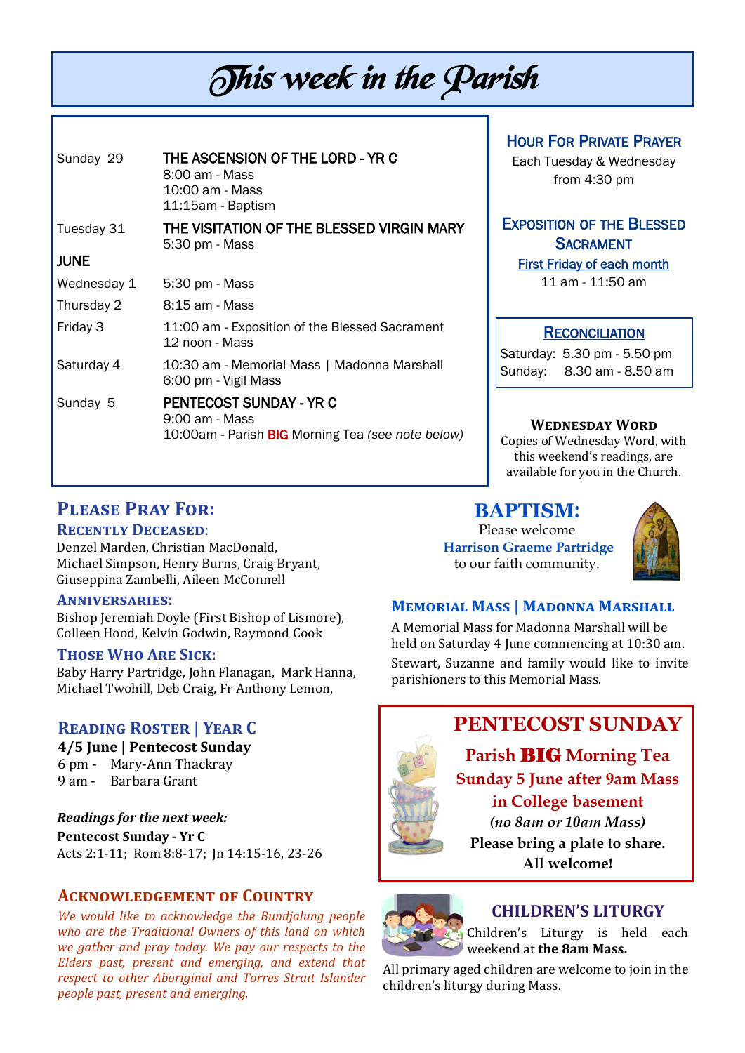# This week in the Parish

| | |
|---|---|
| Sunday 29 | **THE ASCENSION OF THE LORD - YR C**<br>8:00 am - Mass<br>10:00 am - Mass<br>11:15am - Baptism |
| Tuesday 31 | **THE VISITATION OF THE BLESSED VIRGIN MARY**<br>5:30 pm - Mass |
| **JUNE** | |
| Wednesday 1 | 5:30 pm - Mass |
| Thursday 2 | 8:15 am - Mass |
| Friday 3 | 11:00 am - Exposition of the Blessed Sacrament<br>12 noon - Mass |
| Saturday 4 | 10:30 am - Memorial Mass \| Madonna Marshall<br>6:00 pm - Vigil Mass |
| Sunday 5 | **PENTECOST SUNDAY - YR C**<br>9:00 am - Mass<br>10:00am - Parish **BIG** Morning Tea *(see note below)* |

## Hour For Private Prayer

Each Tuesday & Wednesday from 4:30 pm

## Exposition of the Blessed Sacrament

First Friday of each month
11 am - 11:50 am

## Reconciliation

Saturday: 5.30 pm - 5.50 pm
Sunday: 8.30 am - 8.50 am

## Wednesday Word

Copies of Wednesday Word, with this weekend's readings, are available for you in the Church.

## Please Pray For:

### Recently Deceased:

Denzel Marden, Christian MacDonald, Michael Simpson, Henry Burns, Craig Bryant, Giuseppina Zambelli, Aileen McConnell

### Anniversaries:

Bishop Jeremiah Doyle (First Bishop of Lismore), Colleen Hood, Kelvin Godwin, Raymond Cook

### Those Who Are Sick:

Baby Harry Partridge, John Flanagan, Mark Hanna, Michael Twohill, Deb Craig, Fr Anthony Lemon,

## BAPTISM:

Please welcome **Harrison Graeme Partridge** to our faith community.

## Memorial Mass | Madonna Marshall

A Memorial Mass for Madonna Marshall will be held on Saturday 4 June commencing at 10:30 am.

Stewart, Suzanne and family would like to invite parishioners to this Memorial Mass.

## Reading Roster | Year C

**4/5 June | Pentecost Sunday**
6 pm - Mary-Ann Thackray
9 am - Barbara Grant

***Readings for the next week:***
**Pentecost Sunday - Yr C**
Acts 2:1-11; Rom 8:8-17; Jn 14:15-16, 23-26

## PENTECOST SUNDAY

**Parish BIG Morning Tea**
**Sunday 5 June after 9am Mass**
**in College basement**
***(no 8am or 10am Mass)***
**Please bring a plate to share.**
**All welcome!**

## Acknowledgement of Country

*We would like to acknowledge the Bundjalung people who are the Traditional Owners of this land on which we gather and pray today. We pay our respects to the Elders past, present and emerging, and extend that respect to other Aboriginal and Torres Strait Islander people past, present and emerging.*

## CHILDREN'S LITURGY

Children's Liturgy is held each weekend at **the 8am Mass.**

All primary aged children are welcome to join in the children's liturgy during Mass.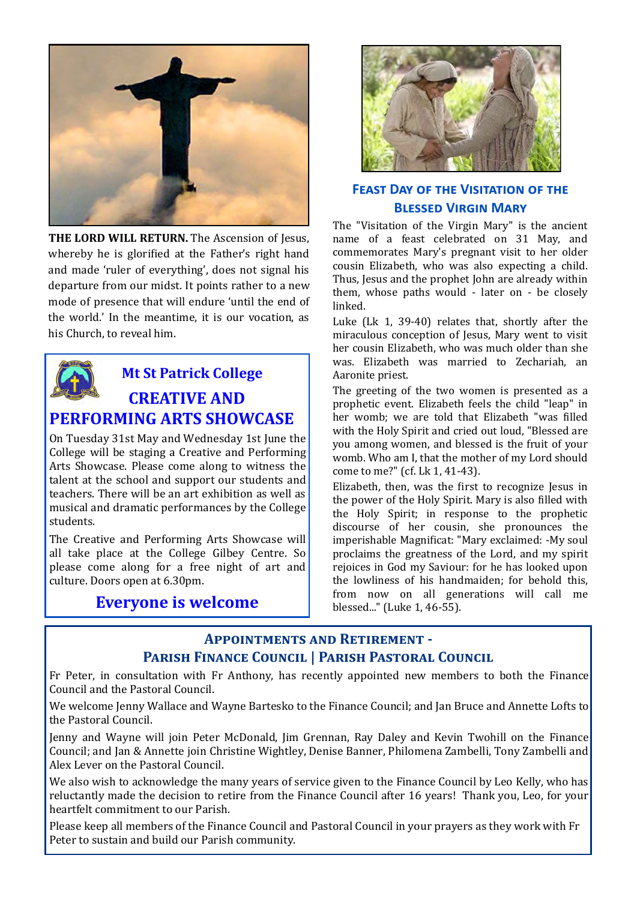**THE LORD WILL RETURN.** The Ascension of Jesus, whereby he is glorified at the Father's right hand and made 'ruler of everything', does not signal his departure from our midst. It points rather to a new mode of presence that will endure 'until the end of the world.' In the meantime, it is our vocation, as his Church, to reveal him.

## Mt St Patrick College

## CREATIVE AND PERFORMING ARTS SHOWCASE

On Tuesday 31st May and Wednesday 1st June the College will be staging a Creative and Performing Arts Showcase. Please come along to witness the talent at the school and support our students and teachers. There will be an art exhibition as well as musical and dramatic performances by the College students.

The Creative and Performing Arts Showcase will all take place at the College Gilbey Centre. So please come along for a free night of art and culture. Doors open at 6.30pm.

**Everyone is welcome**

## Feast Day of the Visitation of the Blessed Virgin Mary

The "Visitation of the Virgin Mary" is the ancient name of a feast celebrated on 31 May, and commemorates Mary's pregnant visit to her older cousin Elizabeth, who was also expecting a child. Thus, Jesus and the prophet John are already within them, whose paths would - later on - be closely linked.

Luke (Lk 1, 39-40) relates that, shortly after the miraculous conception of Jesus, Mary went to visit her cousin Elizabeth, who was much older than she was. Elizabeth was married to Zechariah, an Aaronite priest.

The greeting of the two women is presented as a prophetic event. Elizabeth feels the child "leap" in her womb; we are told that Elizabeth "was filled with the Holy Spirit and cried out loud, "Blessed are you among women, and blessed is the fruit of your womb. Who am I, that the mother of my Lord should come to me?" (cf. Lk 1, 41-43).

Elizabeth, then, was the first to recognize Jesus in the power of the Holy Spirit. Mary is also filled with the Holy Spirit; in response to the prophetic discourse of her cousin, she pronounces the imperishable Magnificat: "Mary exclaimed: -My soul proclaims the greatness of the Lord, and my spirit rejoices in God my Saviour: for he has looked upon the lowliness of his handmaiden; for behold this, from now on all generations will call me blessed..." (Luke 1, 46-55).

## Appointments and Retirement - Parish Finance Council | Parish Pastoral Council

Fr Peter, in consultation with Fr Anthony, has recently appointed new members to both the Finance Council and the Pastoral Council.

We welcome Jenny Wallace and Wayne Bartesko to the Finance Council; and Jan Bruce and Annette Lofts to the Pastoral Council.

Jenny and Wayne will join Peter McDonald, Jim Grennan, Ray Daley and Kevin Twohill on the Finance Council; and Jan & Annette join Christine Wightley, Denise Banner, Philomena Zambelli, Tony Zambelli and Alex Lever on the Pastoral Council.

We also wish to acknowledge the many years of service given to the Finance Council by Leo Kelly, who has reluctantly made the decision to retire from the Finance Council after 16 years! Thank you, Leo, for your heartfelt commitment to our Parish.

Please keep all members of the Finance Council and Pastoral Council in your prayers as they work with Fr Peter to sustain and build our Parish community.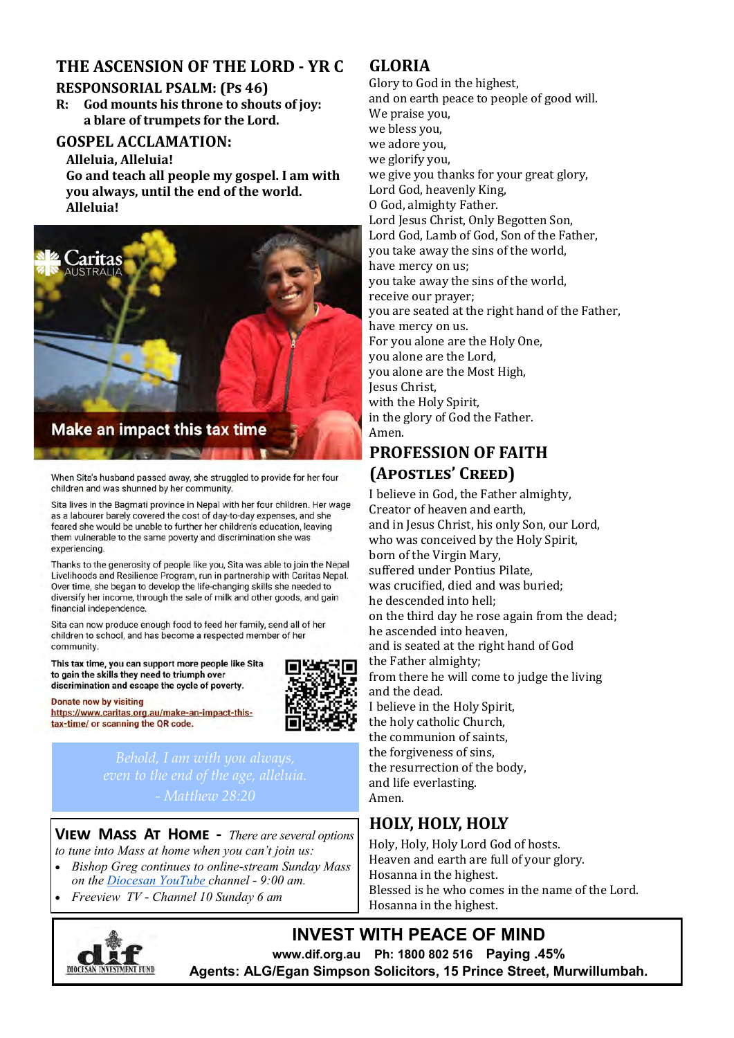## THE ASCENSION OF THE LORD - YR C

### RESPONSORIAL PSALM: (Ps 46)

**R: God mounts his throne to shouts of joy: a blare of trumpets for the Lord.**

### GOSPEL ACCLAMATION:

**Alleluia, Alleluia!**
**Go and teach all people my gospel. I am with you always, until the end of the world.**
**Alleluia!**

Caritas AUSTRALIA

Make an impact this tax time

When Sita's husband passed away, she struggled to provide for her four children and was shunned by her community.

Sita lives in the Bagmati province in Nepal with her four children. Her wage as a labourer barely covered the cost of day-to-day expenses, and she feared she would be unable to further her children's education, leaving them vulnerable to the same poverty and discrimination she was experiencing.

Thanks to the generosity of people like you, Sita was able to join the Nepal Livelihoods and Resilience Program, run in partnership with Caritas Nepal. Over time, she began to develop the life-changing skills she needed to diversify her income, through the sale of milk and other goods, and gain financial independence.

Sita can now produce enough food to feed her family, send all of her children to school, and has become a respected member of her community.

**This tax time, you can support more people like Sita to gain the skills they need to triumph over discrimination and escape the cycle of poverty.**

**Donate now by visiting https://www.caritas.org.au/make-an-impact-this-tax-time/ or scanning the QR code.**

*Behold, I am with you always,*
*even to the end of the age, alleluia.*
*- Matthew 28:20*

**VIEW MASS AT HOME -** *There are several options to tune into Mass at home when you can't join us:*

- *Bishop Greg continues to online-stream Sunday Mass on the Diocesan YouTube channel - 9:00 am.*
- *Freeview TV - Channel 10 Sunday 6 am*

## GLORIA

Glory to God in the highest,
and on earth peace to people of good will.
We praise you,
we bless you,
we adore you,
we glorify you,
we give you thanks for your great glory,
Lord God, heavenly King,
O God, almighty Father.
Lord Jesus Christ, Only Begotten Son,
Lord God, Lamb of God, Son of the Father,
you take away the sins of the world,
have mercy on us;
you take away the sins of the world,
receive our prayer;
you are seated at the right hand of the Father,
have mercy on us.
For you alone are the Holy One,
you alone are the Lord,
you alone are the Most High,
Jesus Christ,
with the Holy Spirit,
in the glory of God the Father.
Amen.

## PROFESSION OF FAITH (APOSTLES' CREED)

I believe in God, the Father almighty,
Creator of heaven and earth,
and in Jesus Christ, his only Son, our Lord,
who was conceived by the Holy Spirit,
born of the Virgin Mary,
suffered under Pontius Pilate,
was crucified, died and was buried;
he descended into hell;
on the third day he rose again from the dead;
he ascended into heaven,
and is seated at the right hand of God
the Father almighty;
from there he will come to judge the living
and the dead.
I believe in the Holy Spirit,
the holy catholic Church,
the communion of saints,
the forgiveness of sins,
the resurrection of the body,
and life everlasting.
Amen.

## HOLY, HOLY, HOLY

Holy, Holy, Holy Lord God of hosts.
Heaven and earth are full of your glory.
Hosanna in the highest.
Blessed is he who comes in the name of the Lord.
Hosanna in the highest.

DIOCESAN INVESTMENT FUND

**INVEST WITH PEACE OF MIND**
**www.dif.org.au Ph: 1800 802 516 Paying .45%**
**Agents: ALG/Egan Simpson Solicitors, 15 Prince Street, Murwillumbah.**